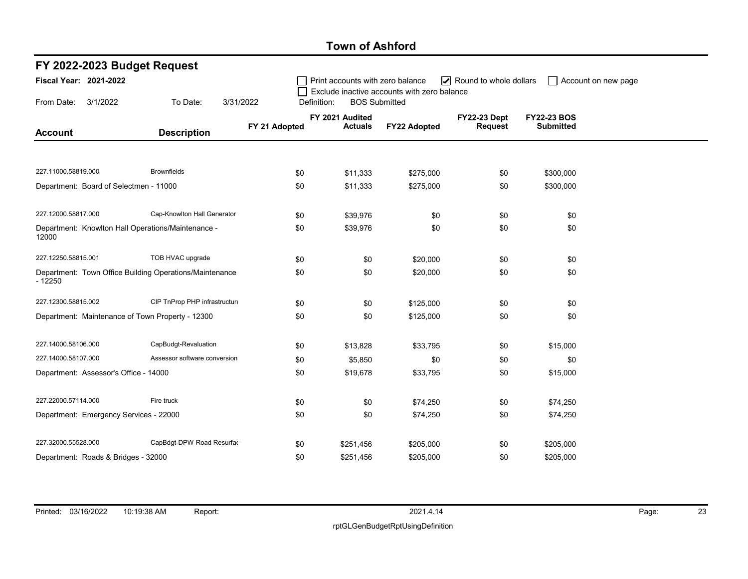# Town of Ashford

## FY 2022-2023 Budget Request

**Fiscal Year: 2021-2022**

From Date: 3/1/2022 To Date: 3/31/2022

☐ Print accounts with zero balance ☑ Round to whole dollars ☐ Account on new page

☐ Exclude inactive accounts with zero balance

Definition: BOS Submitted

| Account | Description | FY 21 Adopted | FY 2021 Audited Actuals | FY22 Adopted | FY22-23 Dept Request | FY22-23 BOS Submitted |
|---|---|---|---|---|---|---|
| 227.11000.58819.000 | Brownfields | $0 | $11,333 | $275,000 | $0 | $300,000 |
| Department: Board of Selectmen - 11000 | | $0 | $11,333 | $275,000 | $0 | $300,000 |
| 227.12000.58817.000 | Cap-Knowlton Hall Generator | $0 | $39,976 | $0 | $0 | $0 |
| Department: Knowlton Hall Operations/Maintenance - 12000 | | $0 | $39,976 | $0 | $0 | $0 |
| 227.12250.58815.001 | TOB HVAC upgrade | $0 | $0 | $20,000 | $0 | $0 |
| Department: Town Office Building Operations/Maintenance - 12250 | | $0 | $0 | $20,000 | $0 | $0 |
| 227.12300.58815.002 | CIP TnProp PHP infrastructure | $0 | $0 | $125,000 | $0 | $0 |
| Department: Maintenance of Town Property - 12300 | | $0 | $0 | $125,000 | $0 | $0 |
| 227.14000.58106.000 | CapBudgt-Revaluation | $0 | $13,828 | $33,795 | $0 | $15,000 |
| 227.14000.58107.000 | Assessor software conversion | $0 | $5,850 | $0 | $0 | $0 |
| Department: Assessor's Office - 14000 | | $0 | $19,678 | $33,795 | $0 | $15,000 |
| 227.22000.57114.000 | Fire truck | $0 | $0 | $74,250 | $0 | $74,250 |
| Department: Emergency Services - 22000 | | $0 | $0 | $74,250 | $0 | $74,250 |
| 227.32000.55528.000 | CapBdgt-DPW Road Resurfac | $0 | $251,456 | $205,000 | $0 | $205,000 |
| Department: Roads & Bridges - 32000 | | $0 | $251,456 | $205,000 | $0 | $205,000 |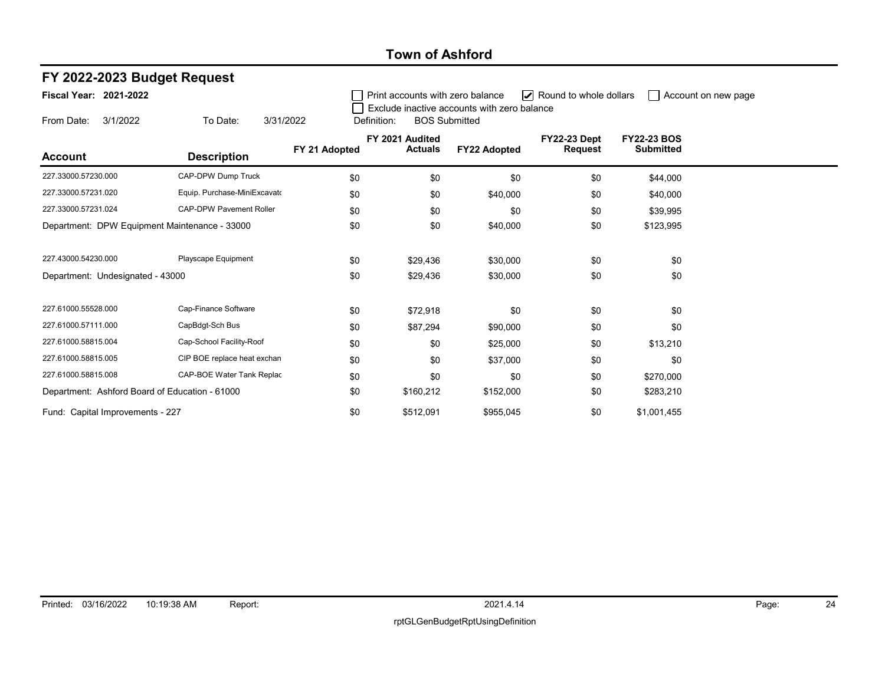# Town of Ashford

## FY 2022-2023 Budget Request

**Fiscal Year: 2021-2022**

From Date: 3/1/2022 To Date: 3/31/2022

☐ Print accounts with zero balance ☑ Round to whole dollars ☐ Account on new page
☐ Exclude inactive accounts with zero balance

Definition: BOS Submitted

| Account | Description | FY 21 Adopted | FY 2021 Audited Actuals | FY22 Adopted | FY22-23 Dept Request | FY22-23 BOS Submitted |
|---|---|---|---|---|---|---|
| 227.33000.57230.000 | CAP-DPW Dump Truck | $0 | $0 | $0 | $0 | $44,000 |
| 227.33000.57231.020 | Equip. Purchase-MiniExcavato | $0 | $0 | $40,000 | $0 | $40,000 |
| 227.33000.57231.024 | CAP-DPW Pavement Roller | $0 | $0 | $0 | $0 | $39,995 |
| Department: DPW Equipment Maintenance - 33000 | | $0 | $0 | $40,000 | $0 | $123,995 |
| 227.43000.54230.000 | Playscape Equipment | $0 | $29,436 | $30,000 | $0 | $0 |
| Department: Undesignated - 43000 | | $0 | $29,436 | $30,000 | $0 | $0 |
| 227.61000.55528.000 | Cap-Finance Software | $0 | $72,918 | $0 | $0 | $0 |
| 227.61000.57111.000 | CapBdgt-Sch Bus | $0 | $87,294 | $90,000 | $0 | $0 |
| 227.61000.58815.004 | Cap-School Facility-Roof | $0 | $0 | $25,000 | $0 | $13,210 |
| 227.61000.58815.005 | CIP BOE replace heat exchan | $0 | $0 | $37,000 | $0 | $0 |
| 227.61000.58815.008 | CAP-BOE Water Tank Replac | $0 | $0 | $0 | $0 | $270,000 |
| Department: Ashford Board of Education - 61000 | | $0 | $160,212 | $152,000 | $0 | $283,210 |
| Fund: Capital Improvements - 227 | | $0 | $512,091 | $955,045 | $0 | $1,001,455 |

Printed: 03/16/2022 10:19:38 AM Report: rptGLGenBudgetRptUsingDefinition 2021.4.14